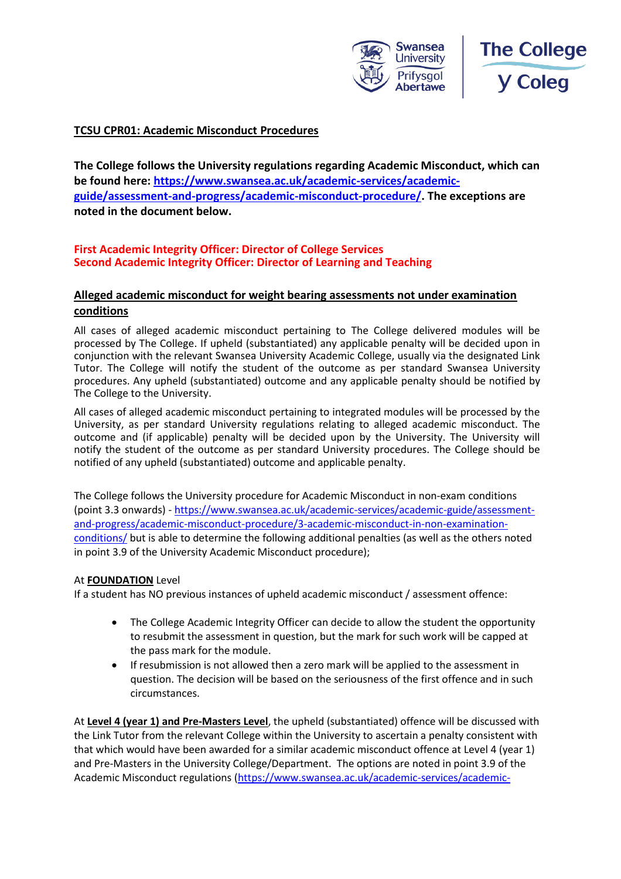**TCSU CPR01: Academic Misconduct Procedures**

**The College follows the University regulations regarding Academic Misconduct, which can be found here: [https://www.swansea.ac.uk/academic-services/academic-guide/assessment-and-progress/academic-misconduct-procedure/](https://www.swansea.ac.uk/academic-services/academic-guide/assessment-and-progress/academic-misconduct-procedure/). The exceptions are noted in the document below.**

**First Academic Integrity Officer: Director of College Services**
**Second Academic Integrity Officer: Director of Learning and Teaching**

## Alleged academic misconduct for weight bearing assessments not under examination conditions

All cases of alleged academic misconduct pertaining to The College delivered modules will be processed by The College. If upheld (substantiated) any applicable penalty will be decided upon in conjunction with the relevant Swansea University Academic College, usually via the designated Link Tutor. The College will notify the student of the outcome as per standard Swansea University procedures. Any upheld (substantiated) outcome and any applicable penalty should be notified by The College to the University.

All cases of alleged academic misconduct pertaining to integrated modules will be processed by the University, as per standard University regulations relating to alleged academic misconduct. The outcome and (if applicable) penalty will be decided upon by the University. The University will notify the student of the outcome as per standard University procedures. The College should be notified of any upheld (substantiated) outcome and applicable penalty.

The College follows the University procedure for Academic Misconduct in non-exam conditions (point 3.3 onwards) - [https://www.swansea.ac.uk/academic-services/academic-guide/assessment-and-progress/academic-misconduct-procedure/3-academic-misconduct-in-non-examination-conditions/](https://www.swansea.ac.uk/academic-services/academic-guide/assessment-and-progress/academic-misconduct-procedure/3-academic-misconduct-in-non-examination-conditions/) but is able to determine the following additional penalties (as well as the others noted in point 3.9 of the University Academic Misconduct procedure);

At **FOUNDATION** Level
If a student has NO previous instances of upheld academic misconduct / assessment offence:

- The College Academic Integrity Officer can decide to allow the student the opportunity to resubmit the assessment in question, but the mark for such work will be capped at the pass mark for the module.
- If resubmission is not allowed then a zero mark will be applied to the assessment in question. The decision will be based on the seriousness of the first offence and in such circumstances.

At **Level 4 (year 1) and Pre-Masters Level**, the upheld (substantiated) offence will be discussed with the Link Tutor from the relevant College within the University to ascertain a penalty consistent with that which would have been awarded for a similar academic misconduct offence at Level 4 (year 1) and Pre-Masters in the University College/Department. The options are noted in point 3.9 of the Academic Misconduct regulations (https://www.swansea.ac.uk/academic-services/academic-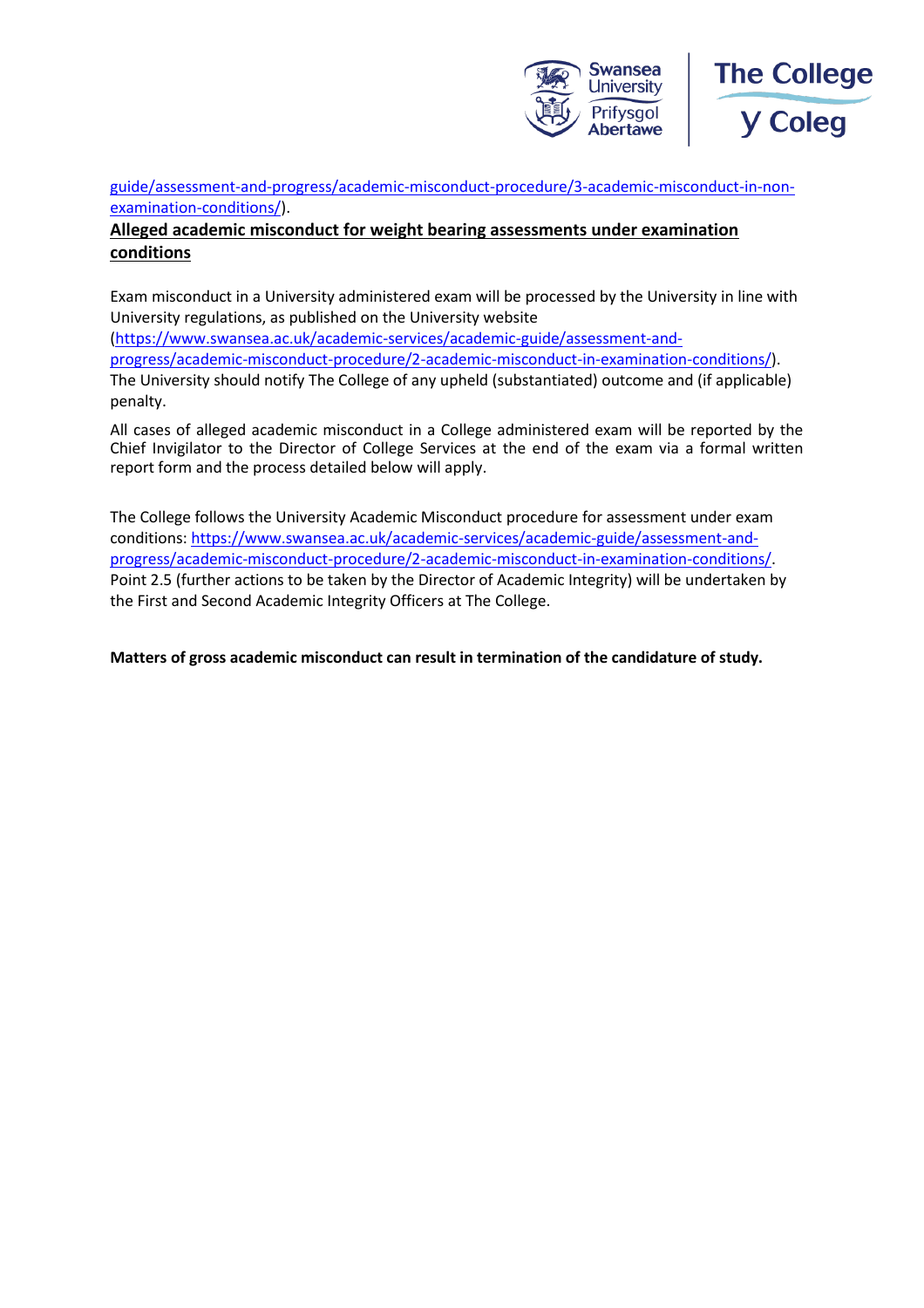guide/assessment-and-progress/academic-misconduct-procedure/3-academic-misconduct-in-non-examination-conditions/).

**Alleged academic misconduct for weight bearing assessments under examination conditions**

Exam misconduct in a University administered exam will be processed by the University in line with University regulations, as published on the University website (https://www.swansea.ac.uk/academic-services/academic-guide/assessment-and-progress/academic-misconduct-procedure/2-academic-misconduct-in-examination-conditions/). The University should notify The College of any upheld (substantiated) outcome and (if applicable) penalty.

All cases of alleged academic misconduct in a College administered exam will be reported by the Chief Invigilator to the Director of College Services at the end of the exam via a formal written report form and the process detailed below will apply.

The College follows the University Academic Misconduct procedure for assessment under exam conditions: https://www.swansea.ac.uk/academic-services/academic-guide/assessment-and-progress/academic-misconduct-procedure/2-academic-misconduct-in-examination-conditions/. Point 2.5 (further actions to be taken by the Director of Academic Integrity) will be undertaken by the First and Second Academic Integrity Officers at The College.

**Matters of gross academic misconduct can result in termination of the candidature of study.**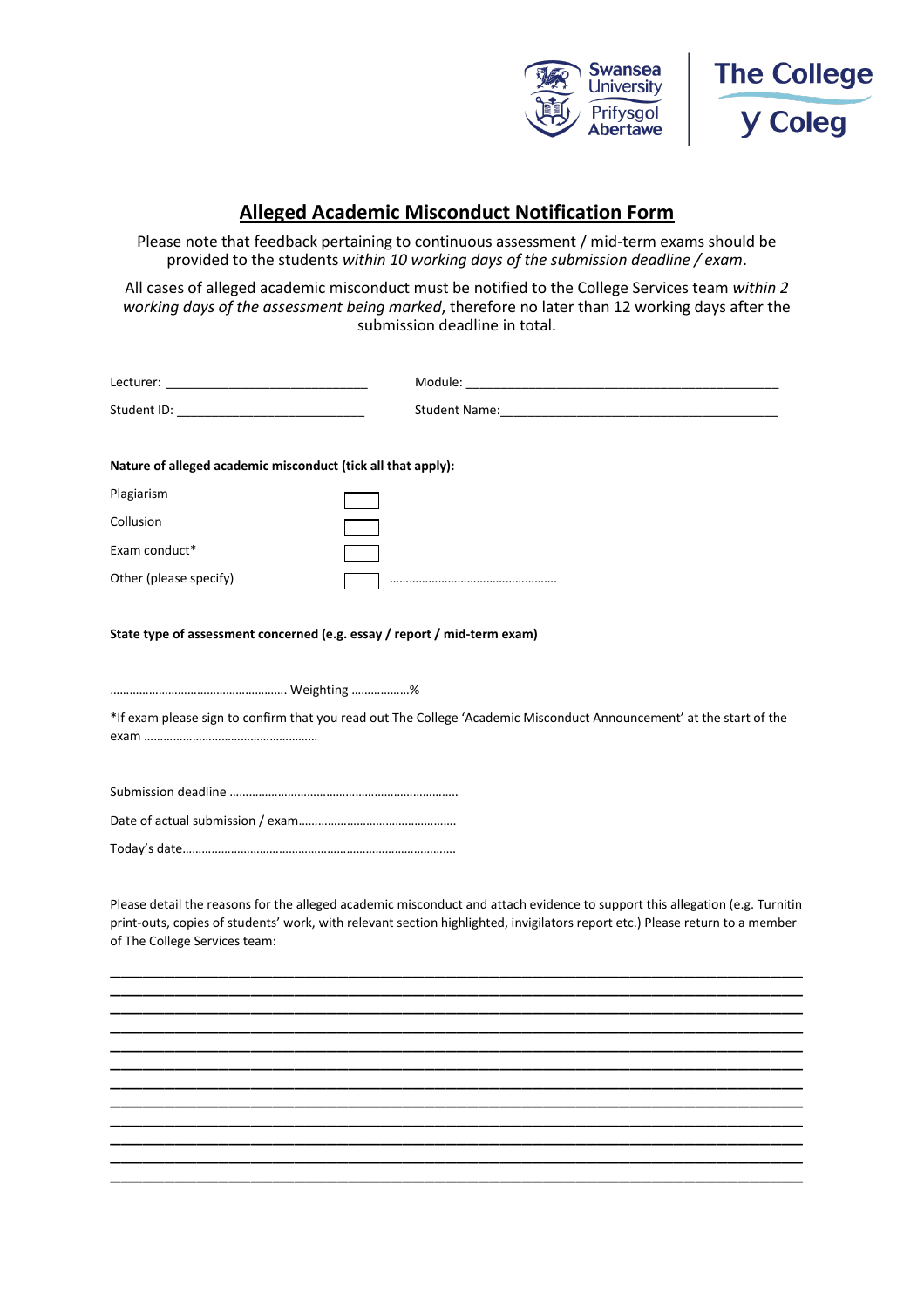# Alleged Academic Misconduct Notification Form

Please note that feedback pertaining to continuous assessment / mid-term exams should be provided to the students *within 10 working days of the submission deadline / exam*.

All cases of alleged academic misconduct must be notified to the College Services team *within 2 working days of the assessment being marked*, therefore no later than 12 working days after the submission deadline in total.

Lecturer: ____________________________ Module: ____________________________________________

Student ID: __________________________ Student Name:_______________________________________

**Nature of alleged academic misconduct (tick all that apply):**

| | |
|---|---|
| Plagiarism | ☐ |
| Collusion | ☐ |
| Exam conduct* | ☐ |
| Other (please specify) | ☐ …………………………………………… |

**State type of assessment concerned (e.g. essay / report / mid-term exam)**

……………………………………………… Weighting ………………%

*If exam please sign to confirm that you read out The College 'Academic Misconduct Announcement' at the start of the exam ………………………………………………

Submission deadline ……………………………………………………………

Date of actual submission / exam…………………………………………

Today's date……………………………………………………………………

Please detail the reasons for the alleged academic misconduct and attach evidence to support this allegation (e.g. Turnitin print-outs, copies of students' work, with relevant section highlighted, invigilators report etc.) Please return to a member of The College Services team:

______________________________________________________________________________
______________________________________________________________________________
______________________________________________________________________________
______________________________________________________________________________
______________________________________________________________________________
______________________________________________________________________________
______________________________________________________________________________
______________________________________________________________________________
______________________________________________________________________________
______________________________________________________________________________
______________________________________________________________________________
______________________________________________________________________________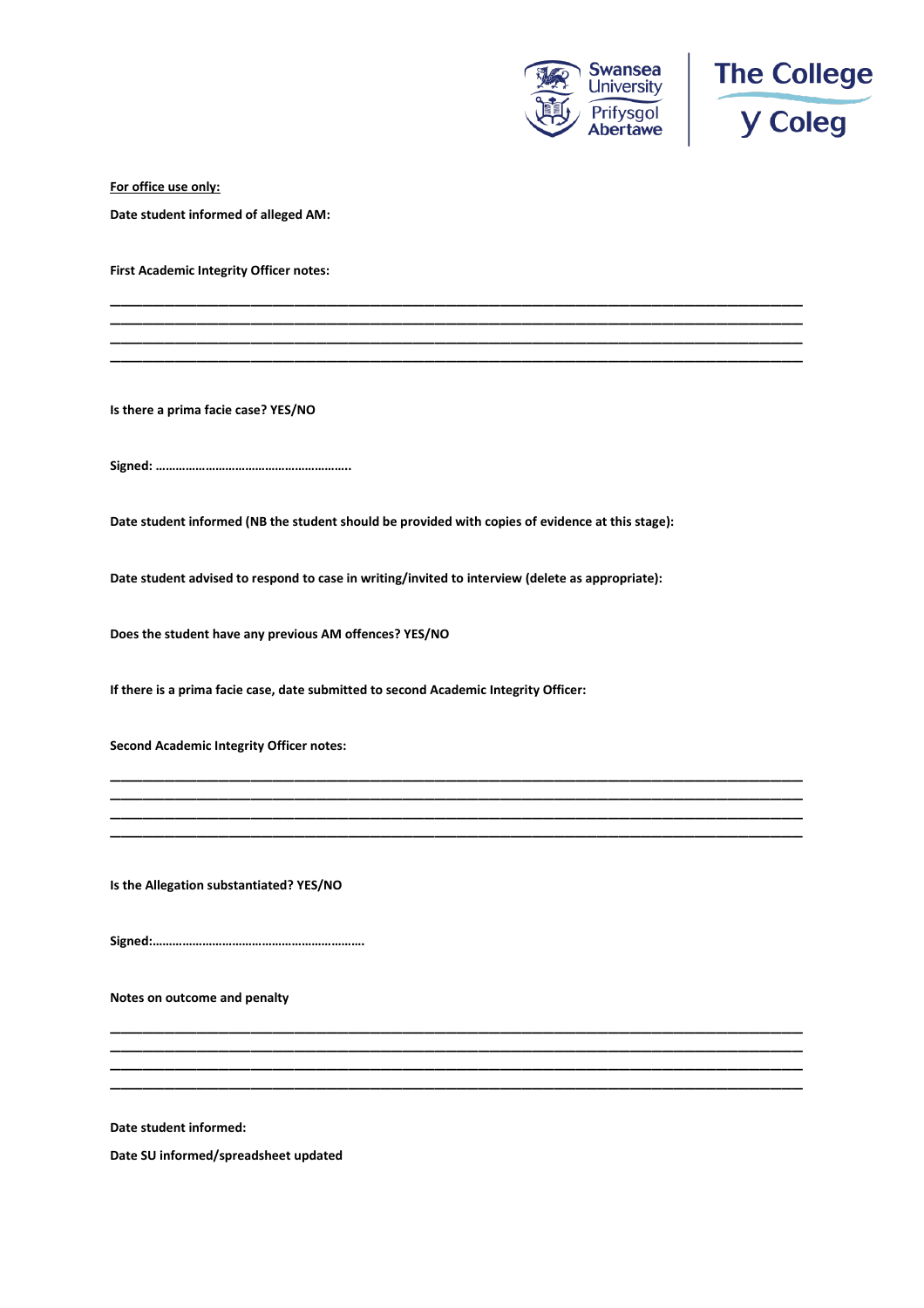**For office use only:**

**Date student informed of alleged AM:**

**First Academic Integrity Officer notes:**

\_\_\_\_\_\_\_\_\_\_\_\_\_\_\_\_\_\_\_\_\_\_\_\_\_\_\_\_\_\_\_\_\_\_\_\_\_\_\_\_\_\_\_\_\_\_\_\_\_\_\_\_\_\_\_\_\_\_\_\_\_\_\_\_\_\_\_\_\_\_\_\_\_\_\_\_\_\_

\_\_\_\_\_\_\_\_\_\_\_\_\_\_\_\_\_\_\_\_\_\_\_\_\_\_\_\_\_\_\_\_\_\_\_\_\_\_\_\_\_\_\_\_\_\_\_\_\_\_\_\_\_\_\_\_\_\_\_\_\_\_\_\_\_\_\_\_\_\_\_\_\_\_\_\_\_\_

\_\_\_\_\_\_\_\_\_\_\_\_\_\_\_\_\_\_\_\_\_\_\_\_\_\_\_\_\_\_\_\_\_\_\_\_\_\_\_\_\_\_\_\_\_\_\_\_\_\_\_\_\_\_\_\_\_\_\_\_\_\_\_\_\_\_\_\_\_\_\_\_\_\_\_\_\_\_

\_\_\_\_\_\_\_\_\_\_\_\_\_\_\_\_\_\_\_\_\_\_\_\_\_\_\_\_\_\_\_\_\_\_\_\_\_\_\_\_\_\_\_\_\_\_\_\_\_\_\_\_\_\_\_\_\_\_\_\_\_\_\_\_\_\_\_\_\_\_\_\_\_\_\_\_\_\_

**Is there a prima facie case? YES/NO**

**Signed: …………………………………………………..**

**Date student informed (NB the student should be provided with copies of evidence at this stage):**

**Date student advised to respond to case in writing/invited to interview (delete as appropriate):**

**Does the student have any previous AM offences? YES/NO**

**If there is a prima facie case, date submitted to second Academic Integrity Officer:**

**Second Academic Integrity Officer notes:**

\_\_\_\_\_\_\_\_\_\_\_\_\_\_\_\_\_\_\_\_\_\_\_\_\_\_\_\_\_\_\_\_\_\_\_\_\_\_\_\_\_\_\_\_\_\_\_\_\_\_\_\_\_\_\_\_\_\_\_\_\_\_\_\_\_\_\_\_\_\_\_\_\_\_\_\_\_\_

\_\_\_\_\_\_\_\_\_\_\_\_\_\_\_\_\_\_\_\_\_\_\_\_\_\_\_\_\_\_\_\_\_\_\_\_\_\_\_\_\_\_\_\_\_\_\_\_\_\_\_\_\_\_\_\_\_\_\_\_\_\_\_\_\_\_\_\_\_\_\_\_\_\_\_\_\_\_

\_\_\_\_\_\_\_\_\_\_\_\_\_\_\_\_\_\_\_\_\_\_\_\_\_\_\_\_\_\_\_\_\_\_\_\_\_\_\_\_\_\_\_\_\_\_\_\_\_\_\_\_\_\_\_\_\_\_\_\_\_\_\_\_\_\_\_\_\_\_\_\_\_\_\_\_\_\_

\_\_\_\_\_\_\_\_\_\_\_\_\_\_\_\_\_\_\_\_\_\_\_\_\_\_\_\_\_\_\_\_\_\_\_\_\_\_\_\_\_\_\_\_\_\_\_\_\_\_\_\_\_\_\_\_\_\_\_\_\_\_\_\_\_\_\_\_\_\_\_\_\_\_\_\_\_\_

**Is the Allegation substantiated? YES/NO**

**Signed:……………………………………………………….**

**Notes on outcome and penalty**

\_\_\_\_\_\_\_\_\_\_\_\_\_\_\_\_\_\_\_\_\_\_\_\_\_\_\_\_\_\_\_\_\_\_\_\_\_\_\_\_\_\_\_\_\_\_\_\_\_\_\_\_\_\_\_\_\_\_\_\_\_\_\_\_\_\_\_\_\_\_\_\_\_\_\_\_\_\_

\_\_\_\_\_\_\_\_\_\_\_\_\_\_\_\_\_\_\_\_\_\_\_\_\_\_\_\_\_\_\_\_\_\_\_\_\_\_\_\_\_\_\_\_\_\_\_\_\_\_\_\_\_\_\_\_\_\_\_\_\_\_\_\_\_\_\_\_\_\_\_\_\_\_\_\_\_\_

\_\_\_\_\_\_\_\_\_\_\_\_\_\_\_\_\_\_\_\_\_\_\_\_\_\_\_\_\_\_\_\_\_\_\_\_\_\_\_\_\_\_\_\_\_\_\_\_\_\_\_\_\_\_\_\_\_\_\_\_\_\_\_\_\_\_\_\_\_\_\_\_\_\_\_\_\_\_

\_\_\_\_\_\_\_\_\_\_\_\_\_\_\_\_\_\_\_\_\_\_\_\_\_\_\_\_\_\_\_\_\_\_\_\_\_\_\_\_\_\_\_\_\_\_\_\_\_\_\_\_\_\_\_\_\_\_\_\_\_\_\_\_\_\_\_\_\_\_\_\_\_\_\_\_\_\_

**Date student informed:**

**Date SU informed/spreadsheet updated**